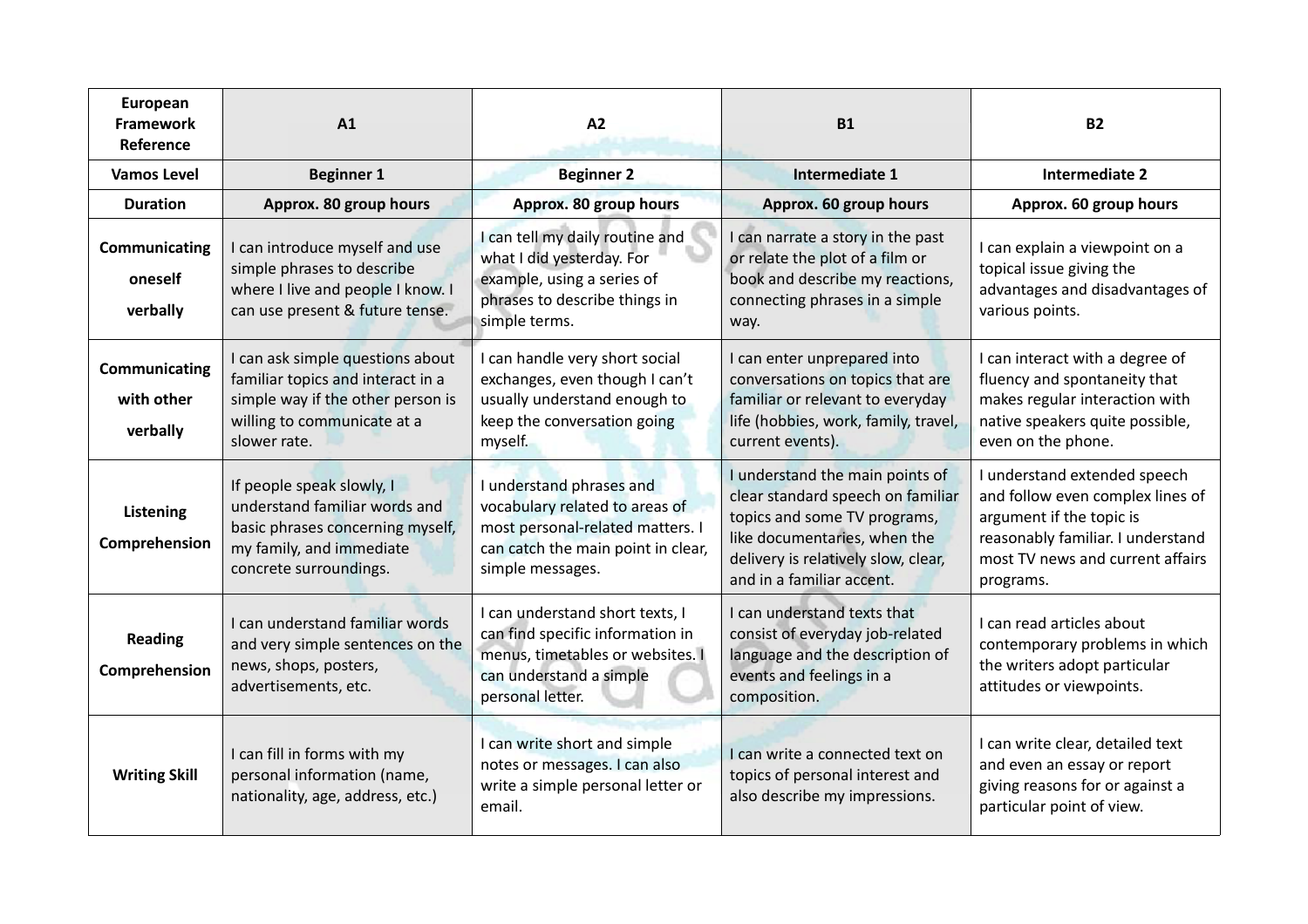| European Framework Reference | A1 | A2 | B1 | B2 |
|---|---|---|---|---|
| **Vamos Level** | **Beginner 1** | **Beginner 2** | **Intermediate 1** | **Intermediate 2** |
| **Duration** | **Approx. 80 group hours** | **Approx. 80 group hours** | **Approx. 60 group hours** | **Approx. 60 group hours** |
| **Communicating oneself verbally** | I can introduce myself and use simple phrases to describe where I live and people I know. I can use present & future tense. | I can tell my daily routine and what I did yesterday. For example, using a series of phrases to describe things in simple terms. | I can narrate a story in the past or relate the plot of a film or book and describe my reactions, connecting phrases in a simple way. | I can explain a viewpoint on a topical issue giving the advantages and disadvantages of various points. |
| **Communicating with other verbally** | I can ask simple questions about familiar topics and interact in a simple way if the other person is willing to communicate at a slower rate. | I can handle very short social exchanges, even though I can't usually understand enough to keep the conversation going myself. | I can enter unprepared into conversations on topics that are familiar or relevant to everyday life (hobbies, work, family, travel, current events). | I can interact with a degree of fluency and spontaneity that makes regular interaction with native speakers quite possible, even on the phone. |
| **Listening Comprehension** | If people speak slowly, I understand familiar words and basic phrases concerning myself, my family, and immediate concrete surroundings. | I understand phrases and vocabulary related to areas of most personal-related matters. I can catch the main point in clear, simple messages. | I understand the main points of clear standard speech on familiar topics and some TV programs, like documentaries, when the delivery is relatively slow, clear, and in a familiar accent. | I understand extended speech and follow even complex lines of argument if the topic is reasonably familiar. I understand most TV news and current affairs programs. |
| **Reading Comprehension** | I can understand familiar words and very simple sentences on the news, shops, posters, advertisements, etc. | I can understand short texts, I can find specific information in menus, timetables or websites. I can understand a simple personal letter. | I can understand texts that consist of everyday job-related language and the description of events and feelings in a composition. | I can read articles about contemporary problems in which the writers adopt particular attitudes or viewpoints. |
| **Writing Skill** | I can fill in forms with my personal information (name, nationality, age, address, etc.) | I can write short and simple notes or messages. I can also write a simple personal letter or email. | I can write a connected text on topics of personal interest and also describe my impressions. | I can write clear, detailed text and even an essay or report giving reasons for or against a particular point of view. |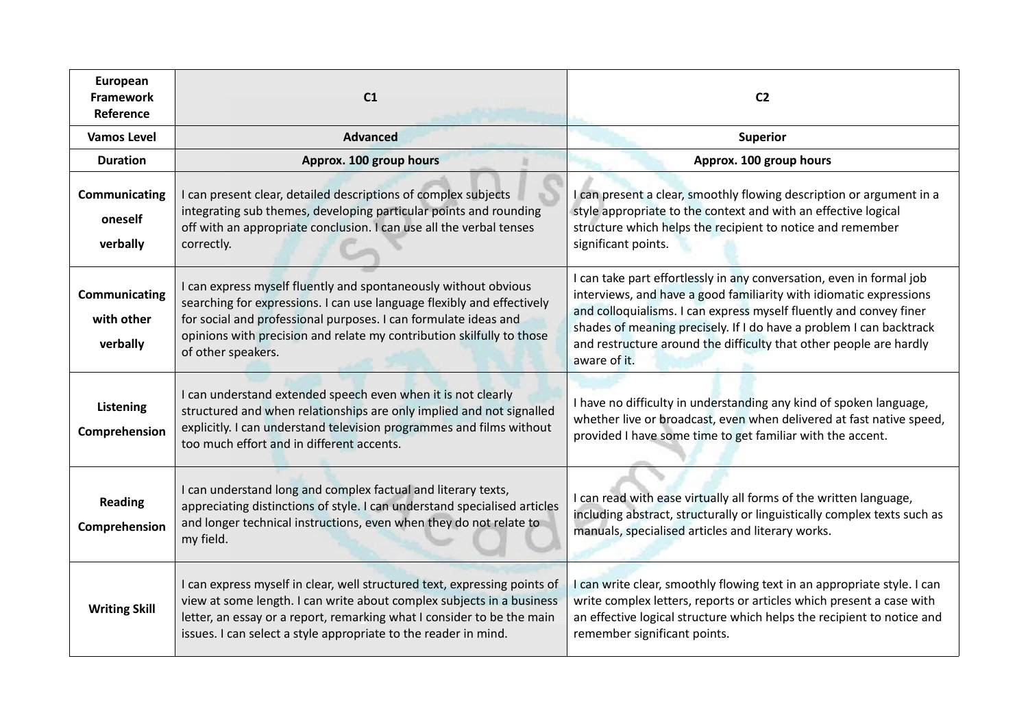| European Framework Reference | C1 | C2 |
|---|---|---|
| **Vamos Level** | **Advanced** | **Superior** |
| **Duration** | **Approx. 100 group hours** | **Approx. 100 group hours** |
| **Communicating oneself verbally** | I can present clear, detailed descriptions of complex subjects integrating sub themes, developing particular points and rounding off with an appropriate conclusion. I can use all the verbal tenses correctly. | I can present a clear, smoothly flowing description or argument in a style appropriate to the context and with an effective logical structure which helps the recipient to notice and remember significant points. |
| **Communicating with other verbally** | I can express myself fluently and spontaneously without obvious searching for expressions. I can use language flexibly and effectively for social and professional purposes. I can formulate ideas and opinions with precision and relate my contribution skilfully to those of other speakers. | I can take part effortlessly in any conversation, even in formal job interviews, and have a good familiarity with idiomatic expressions and colloquialisms. I can express myself fluently and convey finer shades of meaning precisely. If I do have a problem I can backtrack and restructure around the difficulty that other people are hardly aware of it. |
| **Listening Comprehension** | I can understand extended speech even when it is not clearly structured and when relationships are only implied and not signalled explicitly. I can understand television programmes and films without too much effort and in different accents. | I have no difficulty in understanding any kind of spoken language, whether live or broadcast, even when delivered at fast native speed, provided I have some time to get familiar with the accent. |
| **Reading Comprehension** | I can understand long and complex factual and literary texts, appreciating distinctions of style. I can understand specialised articles and longer technical instructions, even when they do not relate to my field. | I can read with ease virtually all forms of the written language, including abstract, structurally or linguistically complex texts such as manuals, specialised articles and literary works. |
| **Writing Skill** | I can express myself in clear, well structured text, expressing points of view at some length. I can write about complex subjects in a business letter, an essay or a report, remarking what I consider to be the main issues. I can select a style appropriate to the reader in mind. | I can write clear, smoothly flowing text in an appropriate style. I can write complex letters, reports or articles which present a case with an effective logical structure which helps the recipient to notice and remember significant points. |